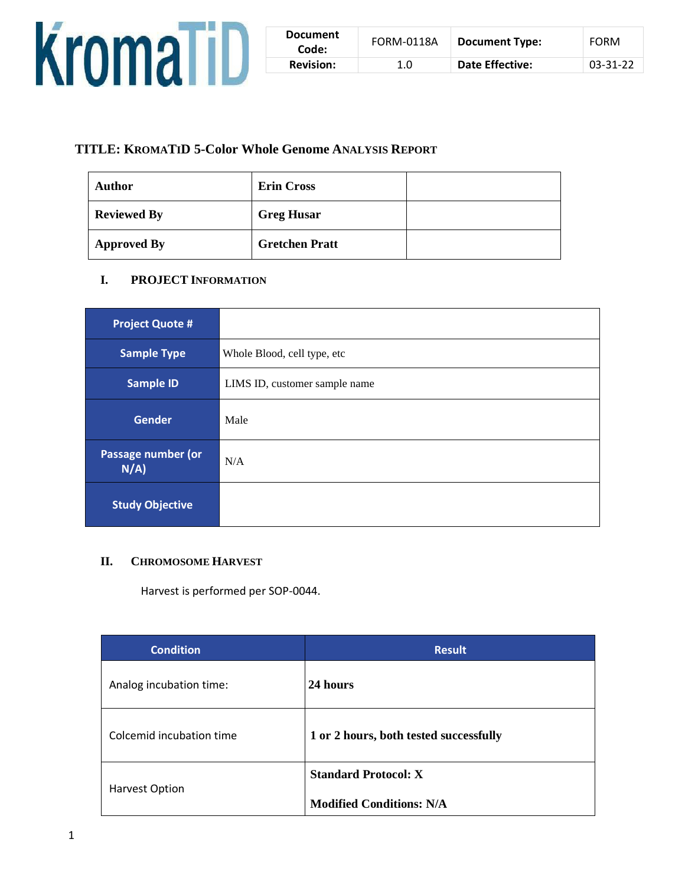KromaTiD

| Document Code: | FORM-0118A | Document Type: | FORM |
|---|---|---|---|
| Revision: | 1.0 | Date Effective: | 03-31-22 |

# TITLE: KROMATID 5-Color Whole Genome ANALYSIS REPORT

| Author | Erin Cross | |
|---|---|---|
| Reviewed By | Greg Husar | |
| Approved By | Gretchen Pratt | |

## I. PROJECT INFORMATION

| Project Quote # | |
|---|---|
| Sample Type | Whole Blood, cell type, etc |
| Sample ID | LIMS ID, customer sample name |
| Gender | Male |
| Passage number (or N/A) | N/A |
| Study Objective | |

## II. CHROMOSOME HARVEST

Harvest is performed per SOP-0044.

| Condition | Result |
|---|---|
| Analog incubation time: | **24 hours** |
| Colcemid incubation time | **1 or 2 hours, both tested successfully** |
| Harvest Option | **Standard Protocol: X**<br>**Modified Conditions: N/A** |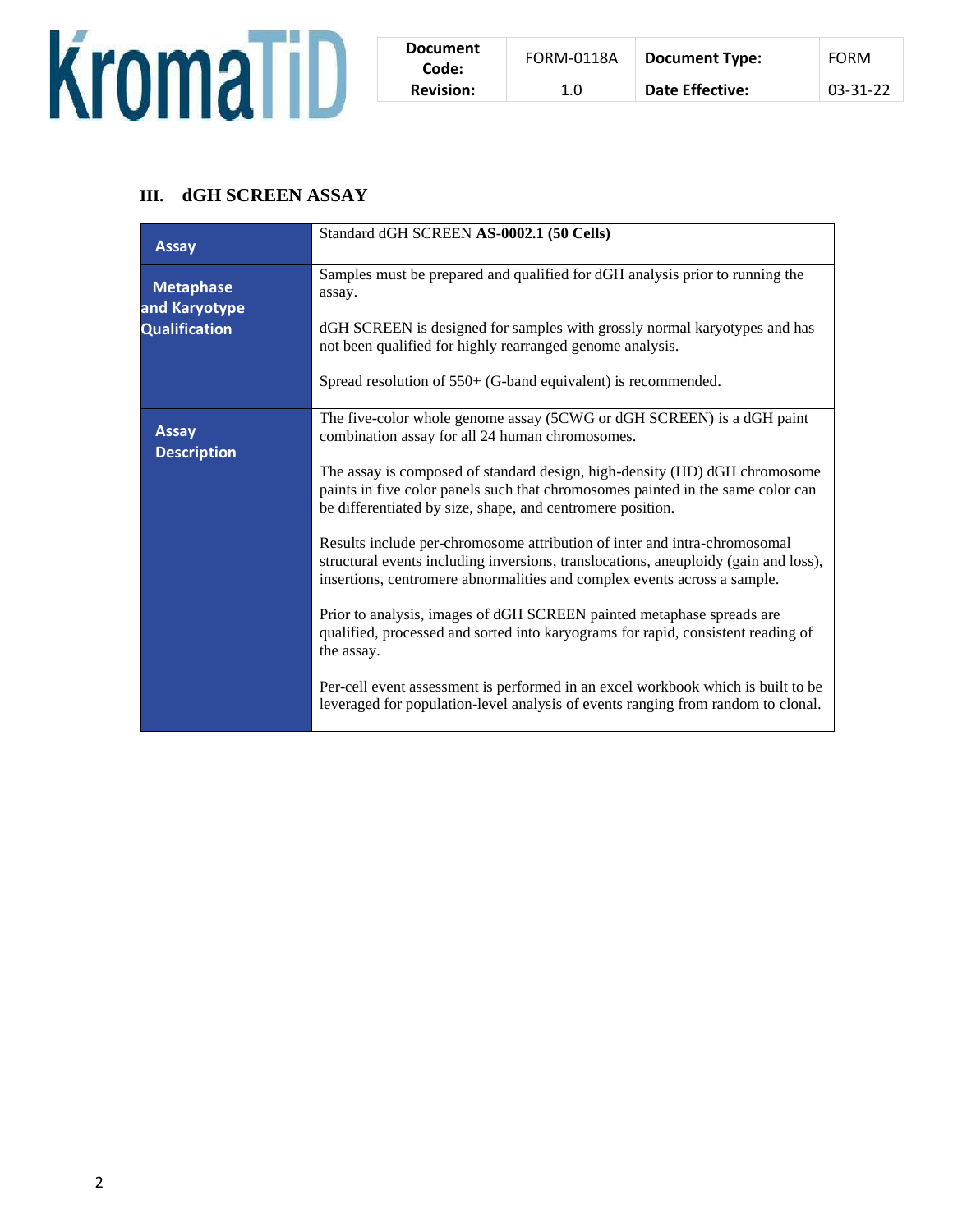## III. dGH SCREEN ASSAY

| **Assay** | Standard dGH SCREEN **AS-0002.1 (50 Cells)** |
|---|---|
| **Metaphase and Karyotype Qualification** | Samples must be prepared and qualified for dGH analysis prior to running the assay.<br><br>dGH SCREEN is designed for samples with grossly normal karyotypes and has not been qualified for highly rearranged genome analysis.<br><br>Spread resolution of 550+ (G-band equivalent) is recommended. |
| **Assay Description** | The five-color whole genome assay (5CWG or dGH SCREEN) is a dGH paint combination assay for all 24 human chromosomes.<br><br>The assay is composed of standard design, high-density (HD) dGH chromosome paints in five color panels such that chromosomes painted in the same color can be differentiated by size, shape, and centromere position.<br><br>Results include per-chromosome attribution of inter and intra-chromosomal structural events including inversions, translocations, aneuploidy (gain and loss), insertions, centromere abnormalities and complex events across a sample.<br><br>Prior to analysis, images of dGH SCREEN painted metaphase spreads are qualified, processed and sorted into karyograms for rapid, consistent reading of the assay.<br><br>Per-cell event assessment is performed in an excel workbook which is built to be leveraged for population-level analysis of events ranging from random to clonal. |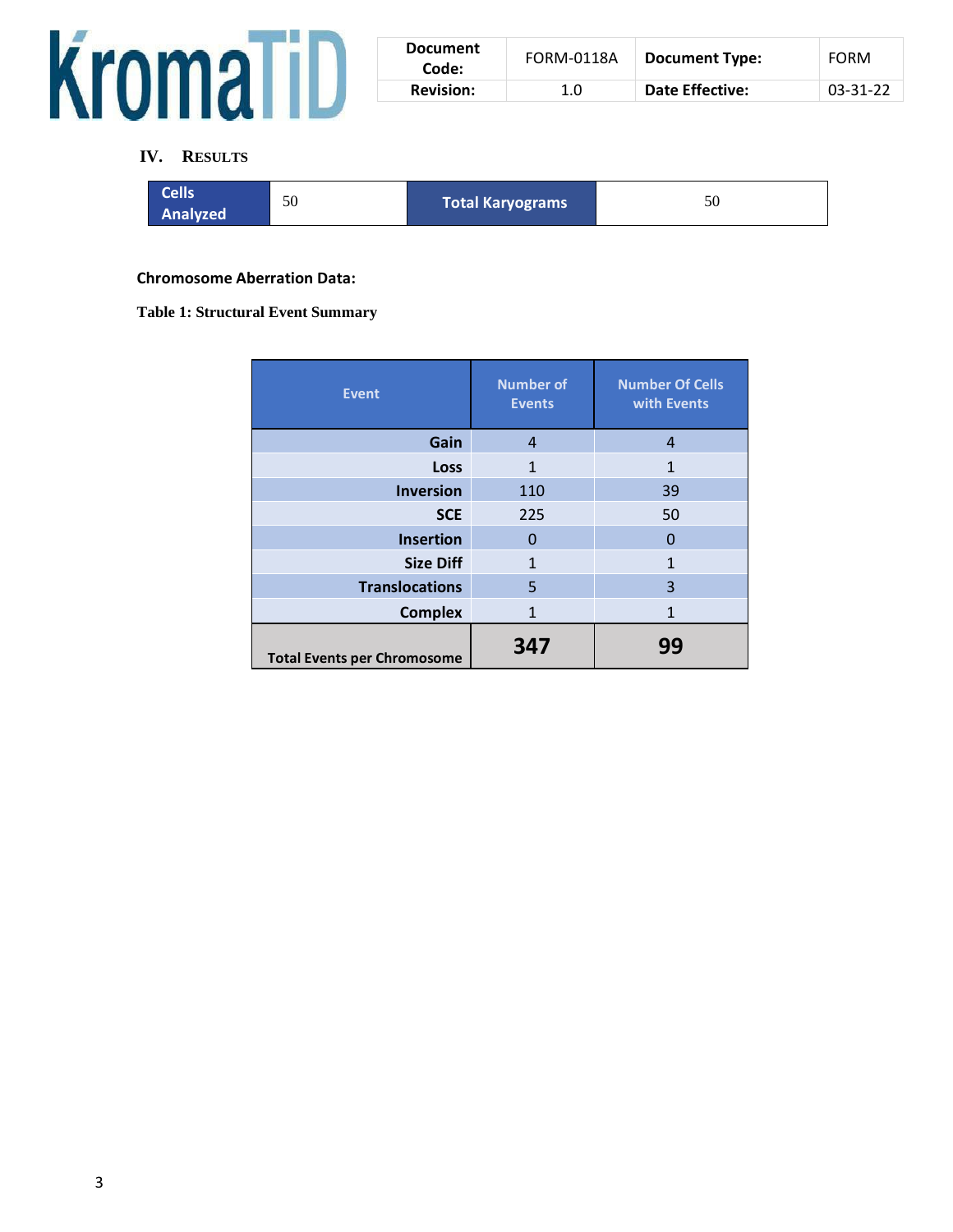## IV. Results

| Cells Analyzed | 50 | Total Karyograms | 50 |
|---|---|---|---|

**Chromosome Aberration Data:**

**Table 1: Structural Event Summary**

| Event | Number of Events | Number Of Cells with Events |
|---|---|---|
| Gain | 4 | 4 |
| Loss | 1 | 1 |
| Inversion | 110 | 39 |
| SCE | 225 | 50 |
| Insertion | 0 | 0 |
| Size Diff | 1 | 1 |
| Translocations | 5 | 3 |
| Complex | 1 | 1 |
| **Total Events per Chromosome** | **347** | **99** |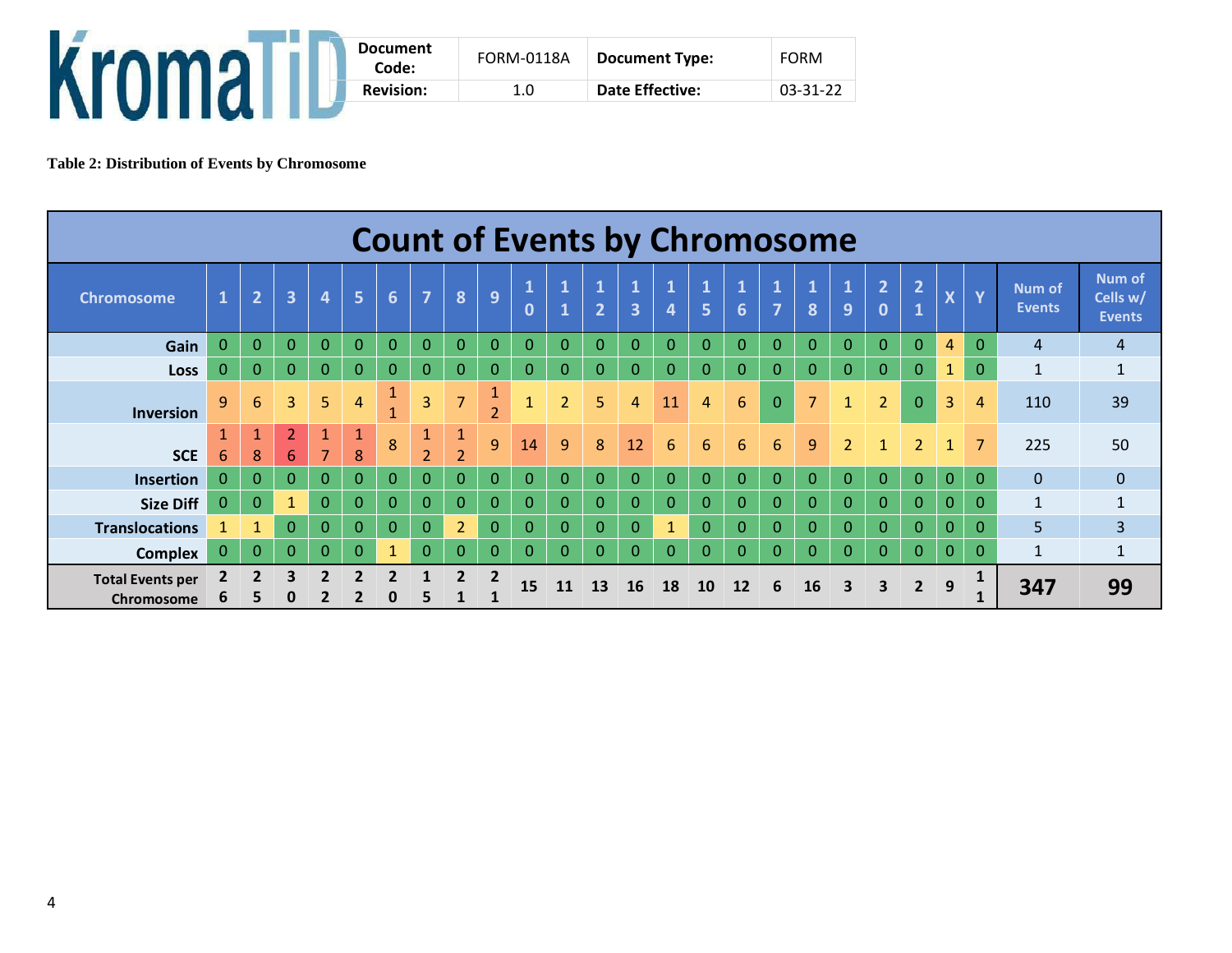| Document Code: | FORM-0118A | Document Type: | FORM |
|---|---|---|---|
| Revision: | 1.0 | Date Effective: | 03-31-22 |

**Table 2: Distribution of Events by Chromosome**

| Count of Events by Chromosome | | | | | | | | | | | | | | | | | | | | | | | | | |
|---|---|---|---|---|---|---|---|---|---|---|---|---|---|---|---|---|---|---|---|---|---|---|---|---|---|
| Chromosome | 1 | 2 | 3 | 4 | 5 | 6 | 7 | 8 | 9 | 10 | 11 | 12 | 13 | 14 | 15 | 16 | 17 | 18 | 19 | 20 | 21 | X | Y | Num of Events | Num of Cells w/ Events |
| Gain | 0 | 0 | 0 | 0 | 0 | 0 | 0 | 0 | 0 | 0 | 0 | 0 | 0 | 0 | 0 | 0 | 0 | 0 | 0 | 0 | 0 | 4 | 0 | 4 | 4 |
| Loss | 0 | 0 | 0 | 0 | 0 | 0 | 0 | 0 | 0 | 0 | 0 | 0 | 0 | 0 | 0 | 0 | 0 | 0 | 0 | 0 | 0 | 1 | 0 | 1 | 1 |
| Inversion | 9 | 6 | 3 | 5 | 4 | 11 | 3 | 7 | 12 | 1 | 2 | 5 | 4 | 11 | 4 | 6 | 0 | 7 | 1 | 2 | 0 | 3 | 4 | 110 | 39 |
| SCE | 16 | 18 | 26 | 17 | 18 | 8 | 12 | 12 | 9 | 14 | 9 | 8 | 12 | 6 | 6 | 6 | 6 | 9 | 2 | 1 | 2 | 1 | 7 | 225 | 50 |
| Insertion | 0 | 0 | 0 | 0 | 0 | 0 | 0 | 0 | 0 | 0 | 0 | 0 | 0 | 0 | 0 | 0 | 0 | 0 | 0 | 0 | 0 | 0 | 0 | 0 | 0 |
| Size Diff | 0 | 0 | 1 | 0 | 0 | 0 | 0 | 0 | 0 | 0 | 0 | 0 | 0 | 0 | 0 | 0 | 0 | 0 | 0 | 0 | 0 | 0 | 0 | 1 | 1 |
| Translocations | 1 | 1 | 0 | 0 | 0 | 0 | 0 | 2 | 0 | 0 | 0 | 0 | 0 | 1 | 0 | 0 | 0 | 0 | 0 | 0 | 0 | 0 | 0 | 5 | 3 |
| Complex | 0 | 0 | 0 | 0 | 0 | 1 | 0 | 0 | 0 | 0 | 0 | 0 | 0 | 0 | 0 | 0 | 0 | 0 | 0 | 0 | 0 | 0 | 0 | 1 | 1 |
| **Total Events per Chromosome** | **26** | **25** | **30** | **22** | **22** | **20** | **15** | **21** | **21** | **15** | **11** | **13** | **16** | **18** | **10** | **12** | **6** | **16** | **3** | **3** | **2** | **9** | **11** | **347** | **99** |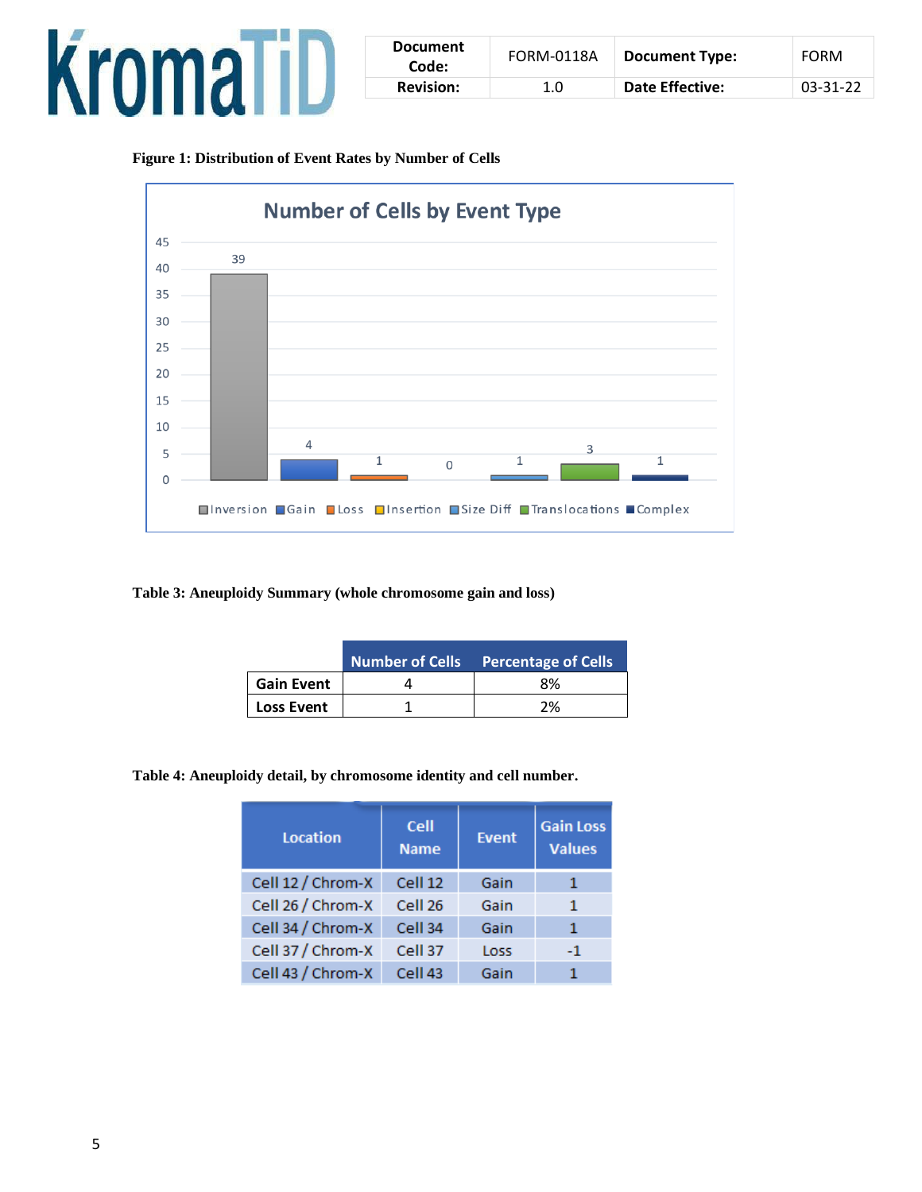**Figure 1: Distribution of Event Rates by Number of Cells**

**Number of Cells by Event Type**

| Event Type | Number of Cells |
|---|---|
| Inversion | 39 |
| Gain | 4 |
| Loss | 1 |
| Insertion | 0 |
| Size Diff | 1 |
| Translocations | 3 |
| Complex | 1 |

**Table 3: Aneuploidy Summary (whole chromosome gain and loss)**

| | Number of Cells | Percentage of Cells |
|---|---|---|
| **Gain Event** | 4 | 8% |
| **Loss Event** | 1 | 2% |

**Table 4: Aneuploidy detail, by chromosome identity and cell number.**

| Location | Cell Name | Event | Gain Loss Values |
|---|---|---|---|
| Cell 12 / Chrom-X | Cell 12 | Gain | 1 |
| Cell 26 / Chrom-X | Cell 26 | Gain | 1 |
| Cell 34 / Chrom-X | Cell 34 | Gain | 1 |
| Cell 37 / Chrom-X | Cell 37 | Loss | -1 |
| Cell 43 / Chrom-X | Cell 43 | Gain | 1 |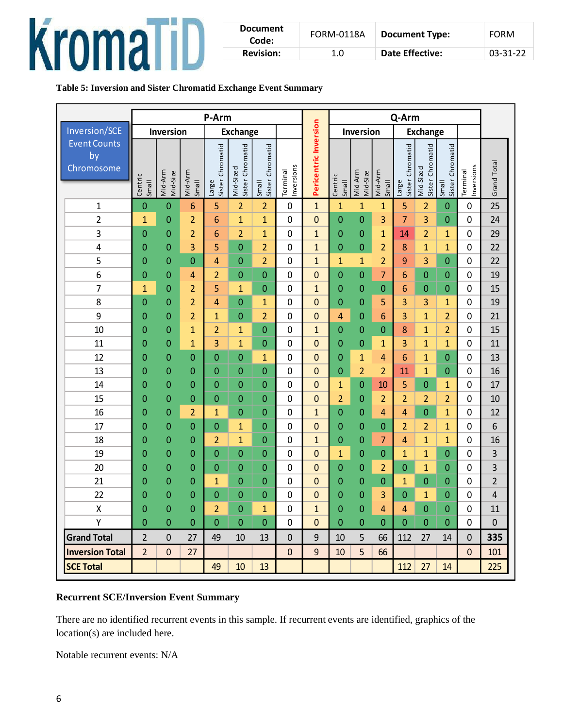**Table 5: Inversion and Sister Chromatid Exchange Event Summary**

| Inversion/SCE Event Counts by Chromosome | P-Arm | | | | | | | Pericentric Inversion | Q-Arm | | | | | | | Grand Total |
|---|---|---|---|---|---|---|---|---|---|---|---|---|---|---|---|---|
| | Inversion | | | Exchange | | | | | Inversion | | | Exchange | | | | |
| | Centric Small | Mid-Arm Mid-Size | Mid-Arm Small | Large Sister Chromatid | Mid-Sized Sister Chromatid | Small Sister Chromatid | Terminal Inversions | | Centric Small | Mid-Arm Mid-Size | Mid-Arm Small | Large Sister Chromatid | Mid-Sized Sister Chromatid | Small Sister Chromatid | Terminal Inversions | |
| 1 | 0 | 0 | 6 | 5 | 2 | 2 | 0 | 1 | 1 | 1 | 1 | 5 | 2 | 0 | 0 | 25 |
| 2 | 1 | 0 | 2 | 6 | 1 | 1 | 0 | 0 | 0 | 0 | 3 | 7 | 3 | 0 | 0 | 24 |
| 3 | 0 | 0 | 2 | 6 | 2 | 1 | 0 | 1 | 0 | 0 | 1 | 14 | 2 | 1 | 0 | 29 |
| 4 | 0 | 0 | 3 | 5 | 0 | 2 | 0 | 1 | 0 | 0 | 2 | 8 | 1 | 1 | 0 | 22 |
| 5 | 0 | 0 | 0 | 4 | 0 | 2 | 0 | 1 | 1 | 1 | 2 | 9 | 3 | 0 | 0 | 22 |
| 6 | 0 | 0 | 4 | 2 | 0 | 0 | 0 | 0 | 0 | 0 | 7 | 6 | 0 | 0 | 0 | 19 |
| 7 | 1 | 0 | 2 | 5 | 1 | 0 | 0 | 1 | 0 | 0 | 0 | 6 | 0 | 0 | 0 | 15 |
| 8 | 0 | 0 | 2 | 4 | 0 | 1 | 0 | 0 | 0 | 0 | 5 | 3 | 3 | 1 | 0 | 19 |
| 9 | 0 | 0 | 2 | 1 | 0 | 2 | 0 | 0 | 4 | 0 | 6 | 3 | 1 | 2 | 0 | 21 |
| 10 | 0 | 0 | 1 | 2 | 1 | 0 | 0 | 1 | 0 | 0 | 0 | 8 | 1 | 2 | 0 | 15 |
| 11 | 0 | 0 | 1 | 3 | 1 | 0 | 0 | 0 | 0 | 0 | 1 | 3 | 1 | 1 | 0 | 11 |
| 12 | 0 | 0 | 0 | 0 | 0 | 1 | 0 | 0 | 0 | 1 | 4 | 6 | 1 | 0 | 0 | 13 |
| 13 | 0 | 0 | 0 | 0 | 0 | 0 | 0 | 0 | 0 | 2 | 2 | 11 | 1 | 0 | 0 | 16 |
| 14 | 0 | 0 | 0 | 0 | 0 | 0 | 0 | 0 | 1 | 0 | 10 | 5 | 0 | 1 | 0 | 17 |
| 15 | 0 | 0 | 0 | 0 | 0 | 0 | 0 | 0 | 2 | 0 | 2 | 2 | 2 | 2 | 0 | 10 |
| 16 | 0 | 0 | 2 | 1 | 0 | 0 | 0 | 1 | 0 | 0 | 4 | 4 | 0 | 1 | 0 | 12 |
| 17 | 0 | 0 | 0 | 0 | 1 | 0 | 0 | 0 | 0 | 0 | 0 | 2 | 2 | 1 | 0 | 6 |
| 18 | 0 | 0 | 0 | 2 | 1 | 0 | 0 | 1 | 0 | 0 | 7 | 4 | 1 | 1 | 0 | 16 |
| 19 | 0 | 0 | 0 | 0 | 0 | 0 | 0 | 0 | 1 | 0 | 0 | 1 | 1 | 0 | 0 | 3 |
| 20 | 0 | 0 | 0 | 0 | 0 | 0 | 0 | 0 | 0 | 0 | 2 | 0 | 1 | 0 | 0 | 3 |
| 21 | 0 | 0 | 0 | 1 | 0 | 0 | 0 | 0 | 0 | 0 | 0 | 1 | 0 | 0 | 0 | 2 |
| 22 | 0 | 0 | 0 | 0 | 0 | 0 | 0 | 0 | 0 | 0 | 3 | 0 | 1 | 0 | 0 | 4 |
| X | 0 | 0 | 0 | 2 | 0 | 1 | 0 | 1 | 0 | 0 | 4 | 4 | 0 | 0 | 0 | 11 |
| Y | 0 | 0 | 0 | 0 | 0 | 0 | 0 | 0 | 0 | 0 | 0 | 0 | 0 | 0 | 0 | 0 |
| **Grand Total** | 2 | 0 | 27 | 49 | 10 | 13 | 0 | 9 | 10 | 5 | 66 | 112 | 27 | 14 | 0 | **335** |
| **Inversion Total** | 2 | 0 | 27 | | | | 0 | 9 | 10 | 5 | 66 | | | | 0 | 101 |
| **SCE Total** | | | | 49 | 10 | 13 | | | | | | 112 | 27 | 14 | | 225 |

**Recurrent SCE/Inversion Event Summary**

There are no identified recurrent events in this sample. If recurrent events are identified, graphics of the location(s) are included here.

Notable recurrent events: N/A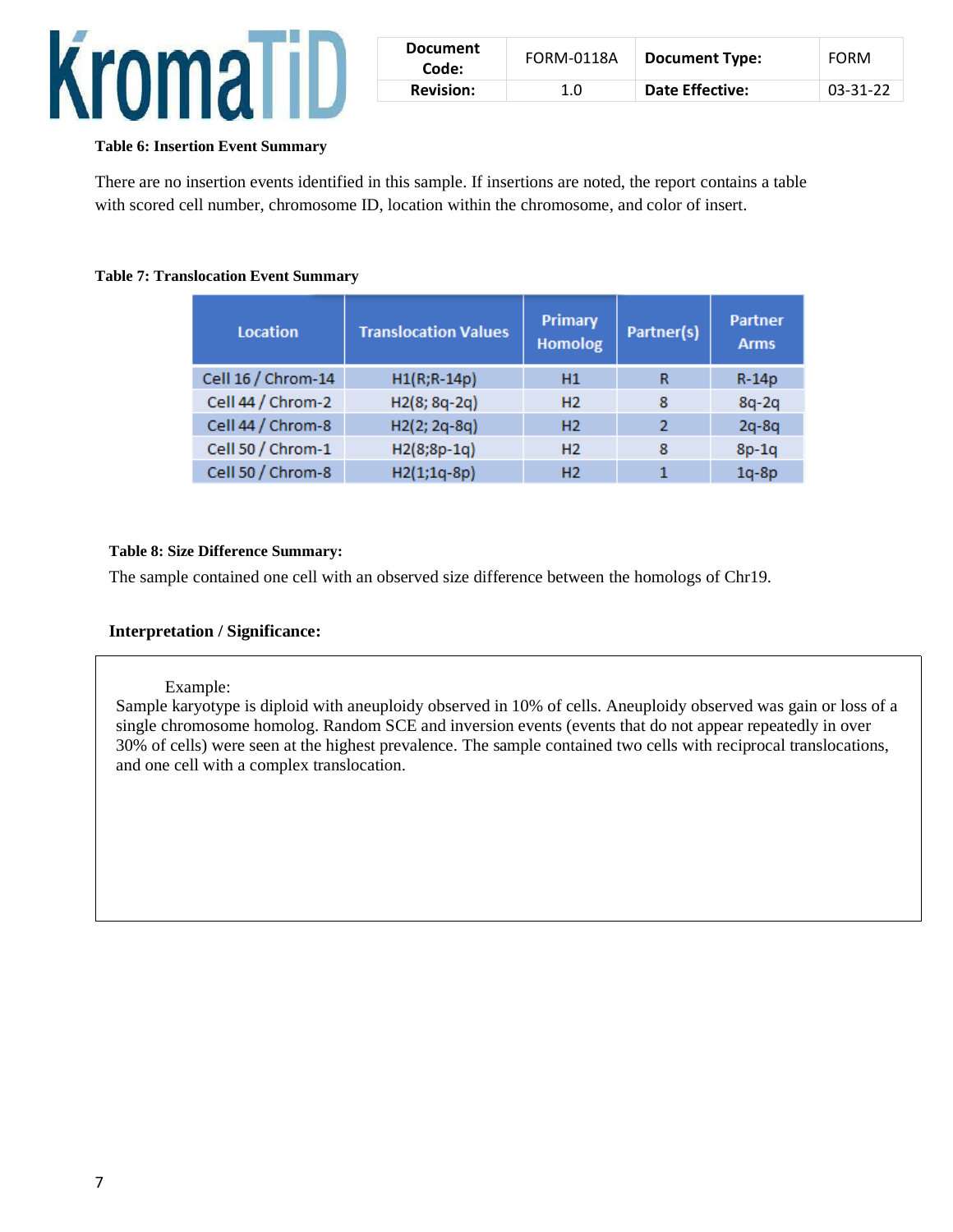**Table 6: Insertion Event Summary**

There are no insertion events identified in this sample. If insertions are noted, the report contains a table with scored cell number, chromosome ID, location within the chromosome, and color of insert.

**Table 7: Translocation Event Summary**

| Location | Translocation Values | Primary Homolog | Partner(s) | Partner Arms |
|---|---|---|---|---|
| Cell 16 / Chrom-14 | H1(R;R-14p) | H1 | R | R-14p |
| Cell 44 / Chrom-2 | H2(8; 8q-2q) | H2 | 8 | 8q-2q |
| Cell 44 / Chrom-8 | H2(2; 2q-8q) | H2 | 2 | 2q-8q |
| Cell 50 / Chrom-1 | H2(8;8p-1q) | H2 | 8 | 8p-1q |
| Cell 50 / Chrom-8 | H2(1;1q-8p) | H2 | 1 | 1q-8p |

**Table 8: Size Difference Summary:**

The sample contained one cell with an observed size difference between the homologs of Chr19.

**Interpretation / Significance:**

Example:
Sample karyotype is diploid with aneuploidy observed in 10% of cells. Aneuploidy observed was gain or loss of a single chromosome homolog. Random SCE and inversion events (events that do not appear repeatedly in over 30% of cells) were seen at the highest prevalence. The sample contained two cells with reciprocal translocations, and one cell with a complex translocation.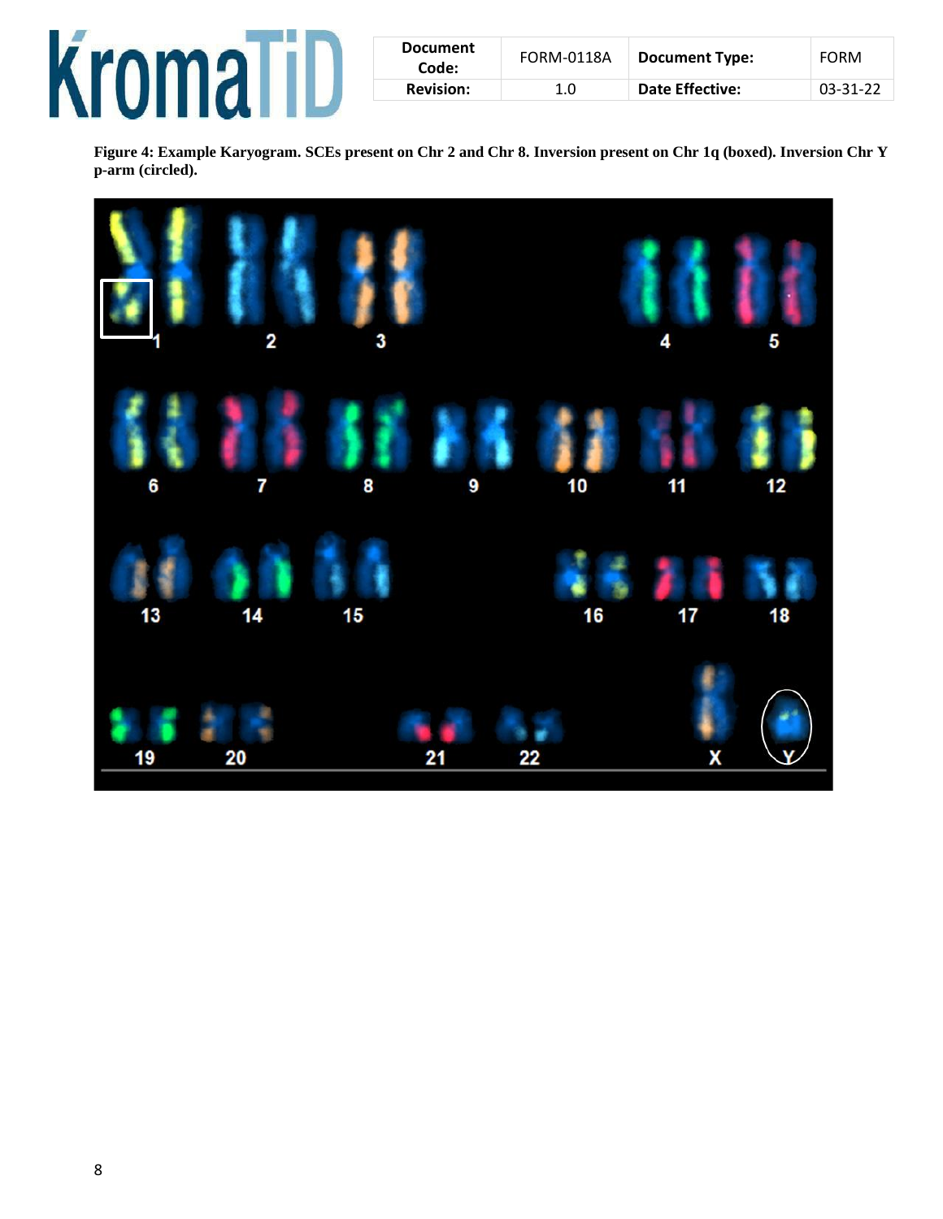**Figure 4: Example Karyogram. SCEs present on Chr 2 and Chr 8. Inversion present on Chr 1q (boxed). Inversion Chr Y p-arm (circled).**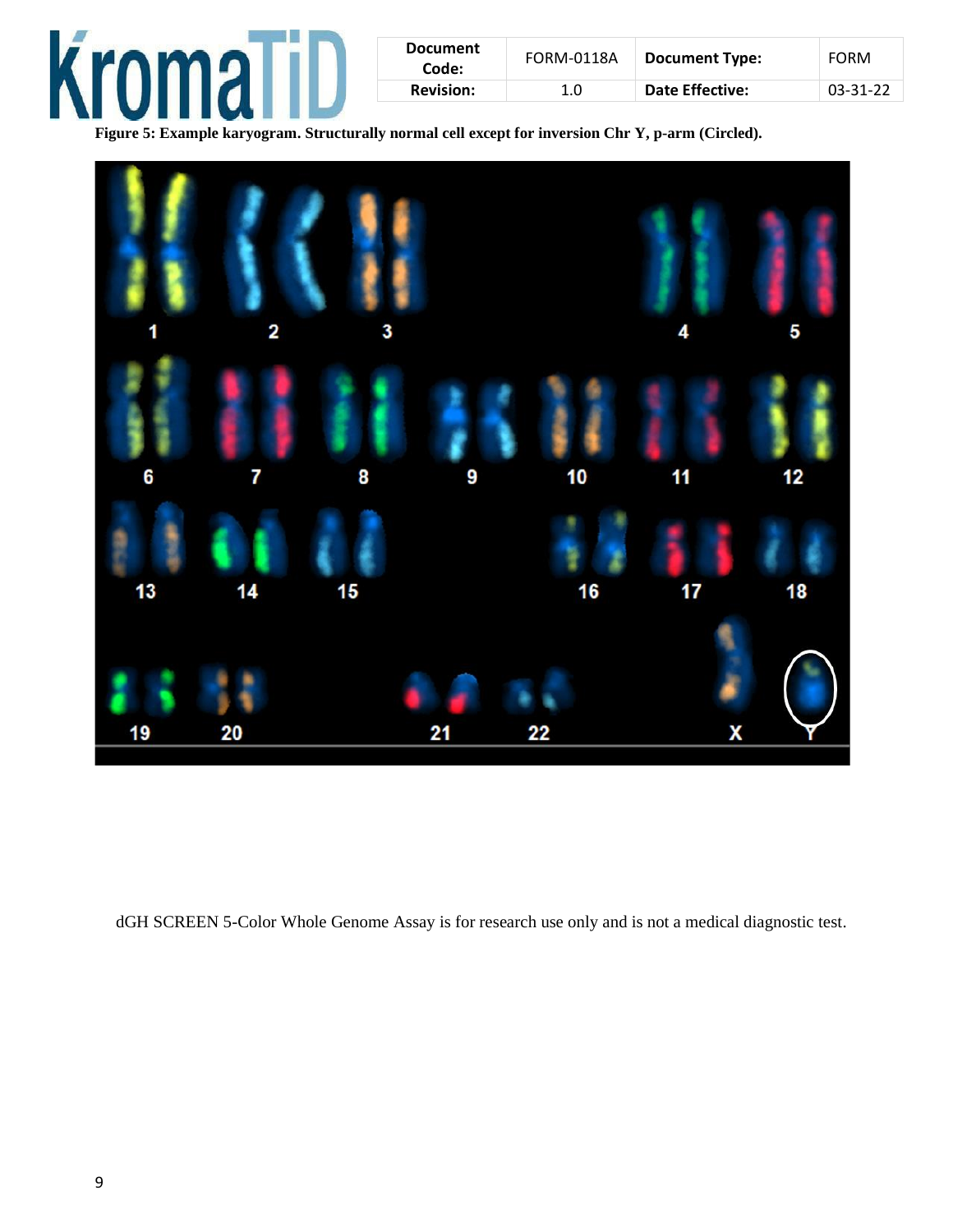**Figure 5: Example karyogram. Structurally normal cell except for inversion Chr Y, p-arm (Circled).**

dGH SCREEN 5-Color Whole Genome Assay is for research use only and is not a medical diagnostic test.